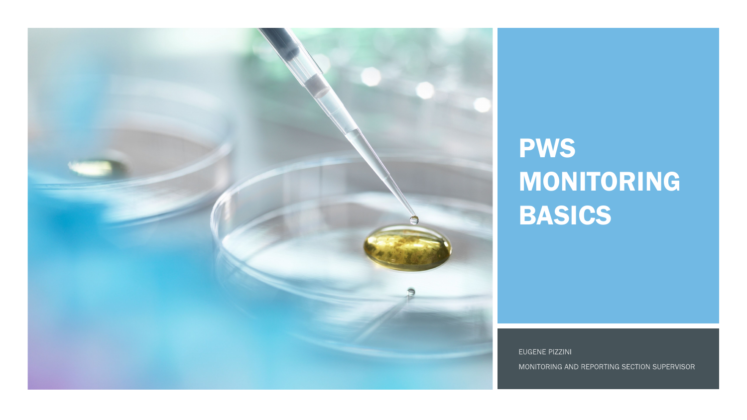# PWS MONITORING BASICS

EUGENE PIZZINI

MONITORING AND REPORTING SECTION SUPERVISOR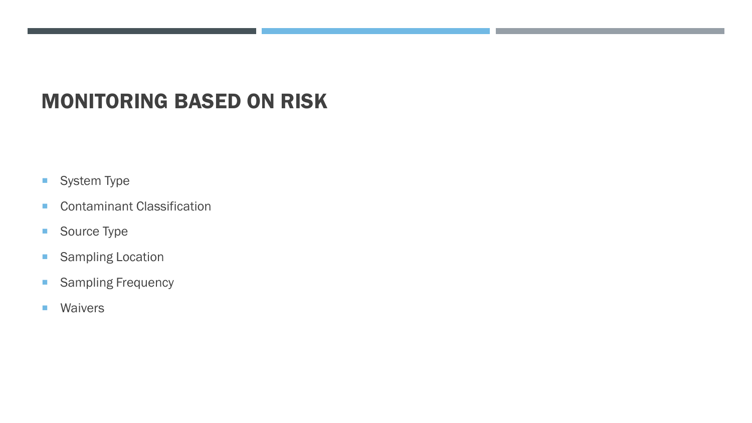# MONITORING BASED ON RISK

- System Type
- Contaminant Classification
- Source Type
- Sampling Location
- Sampling Frequency
- Waivers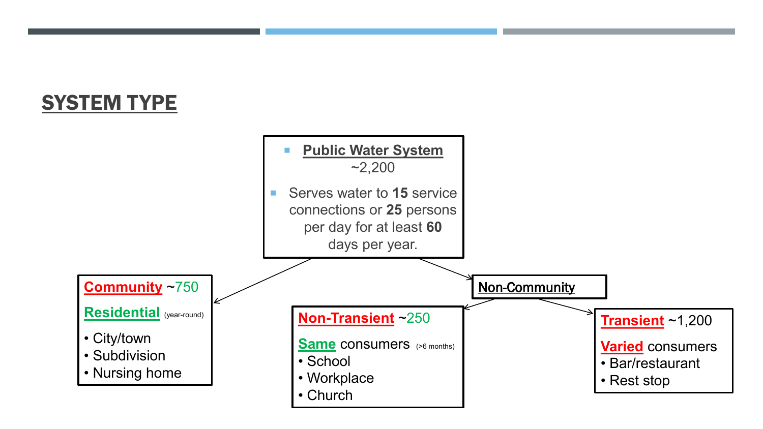## SYSTEM TYPE

- **Public Water System**
  ~2,200
- Serves water to **15** service connections or **25** persons per day for at least **60** days per year.

**Community** ~750

**Residential** (year-round)

- City/town
- Subdivision
- Nursing home

**Non-Community**

**Non-Transient** ~250

**Same** consumers (>6 months)

- School
- Workplace
- Church

**Transient** ~1,200

**Varied** consumers

- Bar/restaurant
- Rest stop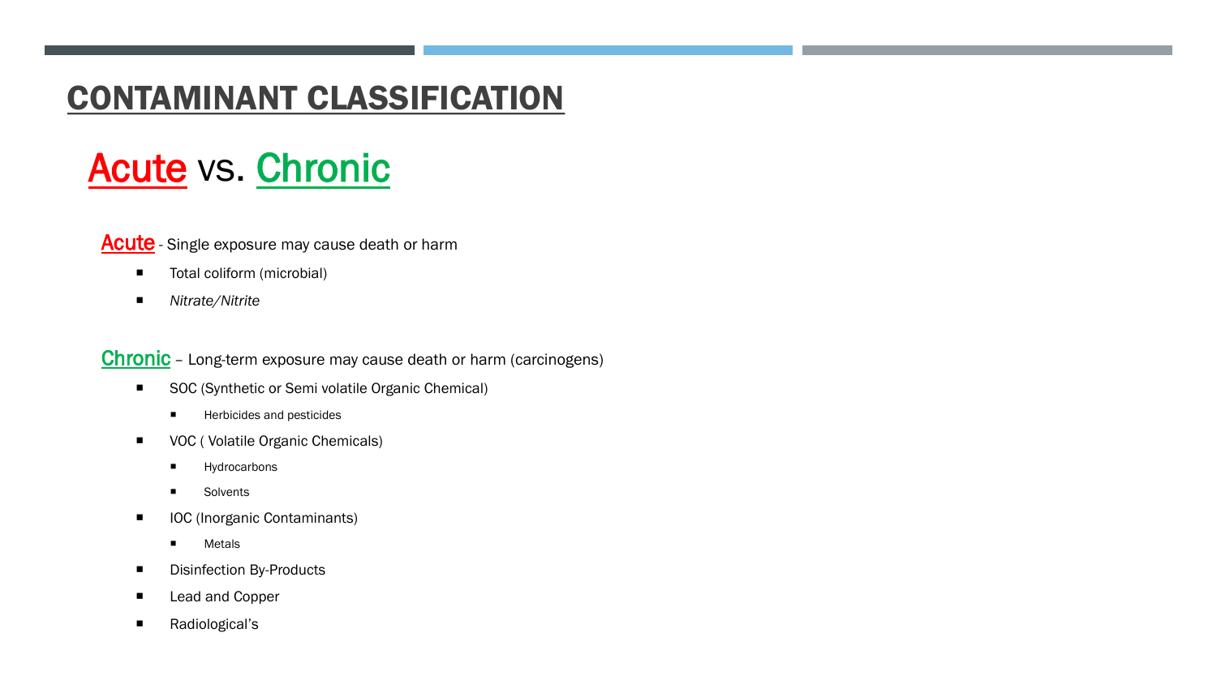# CONTAINANT CLASSIFICATION

## Acute vs. Chronic

**Acute** - Single exposure may cause death or harm

- Total coliform (microbial)
- *Nitrate/Nitrite*

**Chronic** – Long-term exposure may cause death or harm (carcinogens)

- SOC (Synthetic or Semi volatile Organic Chemical)
  - Herbicides and pesticides
- VOC ( Volatile Organic Chemicals)
  - Hydrocarbons
  - Solvents
- IOC (Inorganic Contaminants)
  - Metals
- Disinfection By-Products
- Lead and Copper
- Radiological's

# CONTAMINANT CLASSIFICATION

## Acute vs. Chronic

**Acute** - Single exposure may cause death or harm

- Total coliform (microbial)
- *Nitrate/Nitrite*

**Chronic** – Long-term exposure may cause death or harm (carcinogens)

- SOC (Synthetic or Semi volatile Organic Chemical)
  - Herbicides and pesticides
- VOC ( Volatile Organic Chemicals)
  - Hydrocarbons
  - Solvents
- IOC (Inorganic Contaminants)
  - Metals
- Disinfection By-Products
- Lead and Copper
- Radiological's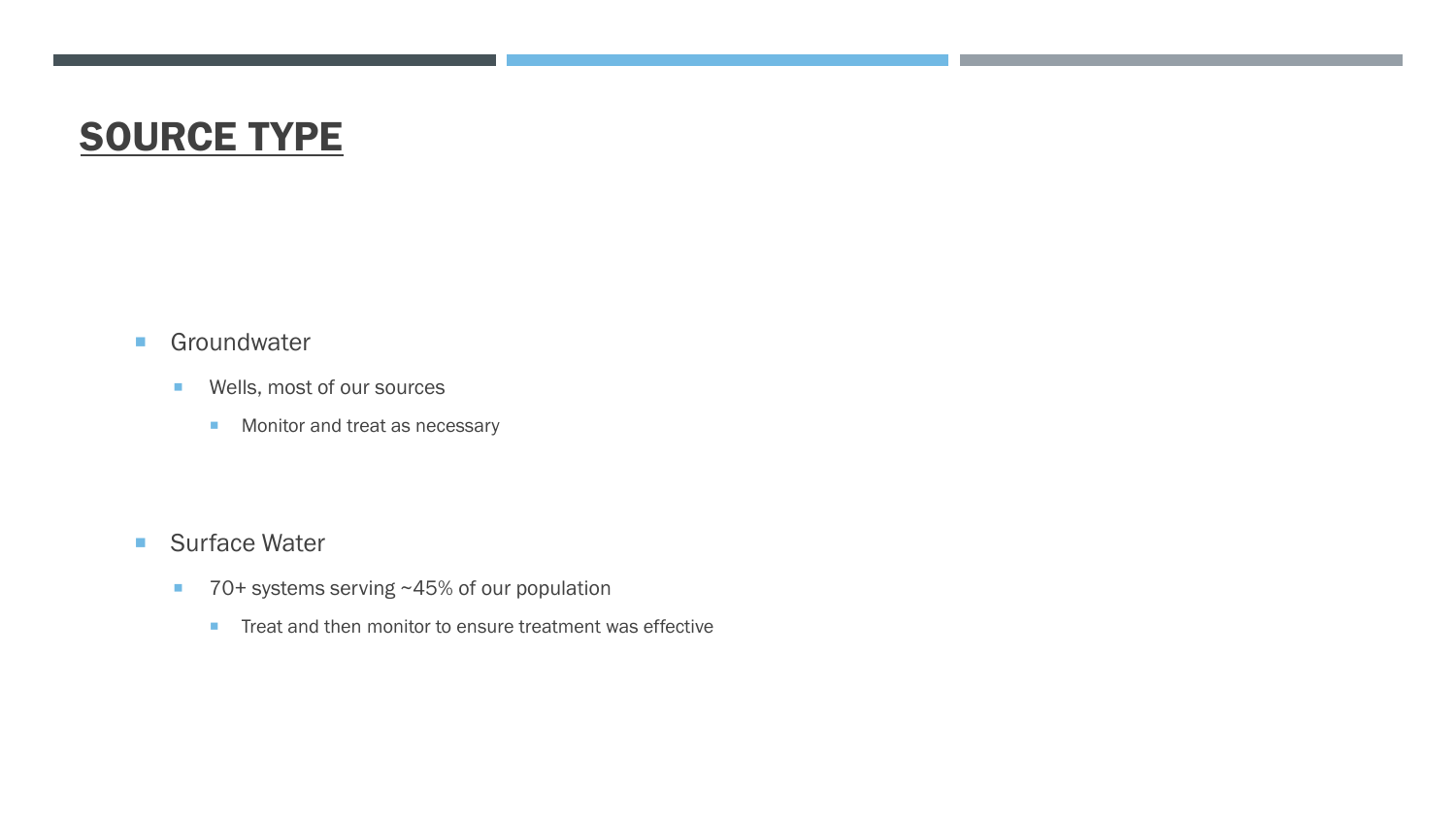# SOURCE TYPE

- Groundwater
  - Wells, most of our sources
    - Monitor and treat as necessary

- Surface Water
  - 70+ systems serving ~45% of our population
    - Treat and then monitor to ensure treatment was effective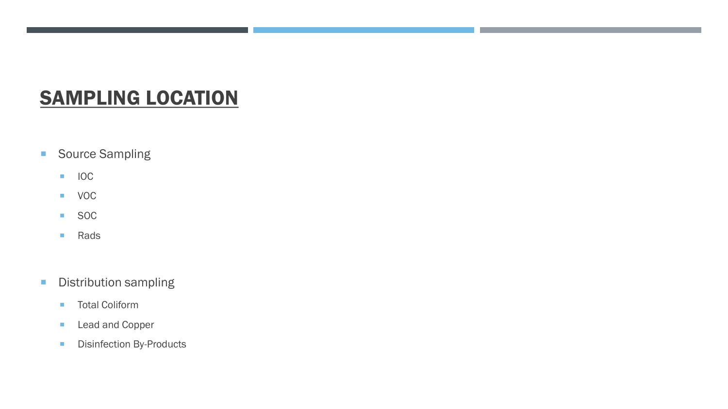## SAMPLING LOCATION

- Source Sampling
  - IOC
  - VOC
  - SOC
  - Rads

- Distribution sampling
  - Total Coliform
  - Lead and Copper
  - Disinfection By-Products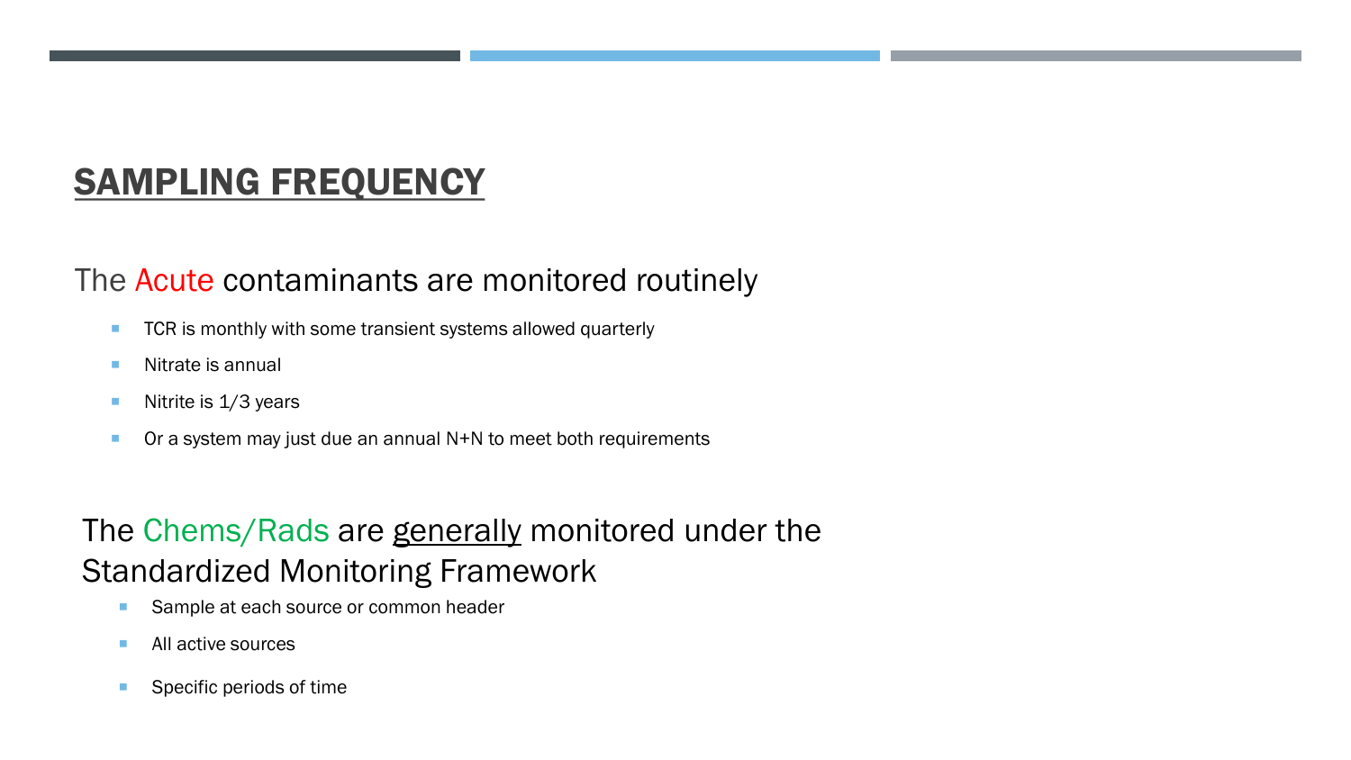# SAMPLING FREQUENCY

## The Acute contaminants are monitored routinely

- TCR is monthly with some transient systems allowed quarterly
- Nitrate is annual
- Nitrite is 1/3 years
- Or a system may just due an annual N+N to meet both requirements

## The Chems/Rads are generally monitored under the Standardized Monitoring Framework

- Sample at each source or common header
- All active sources
- Specific periods of time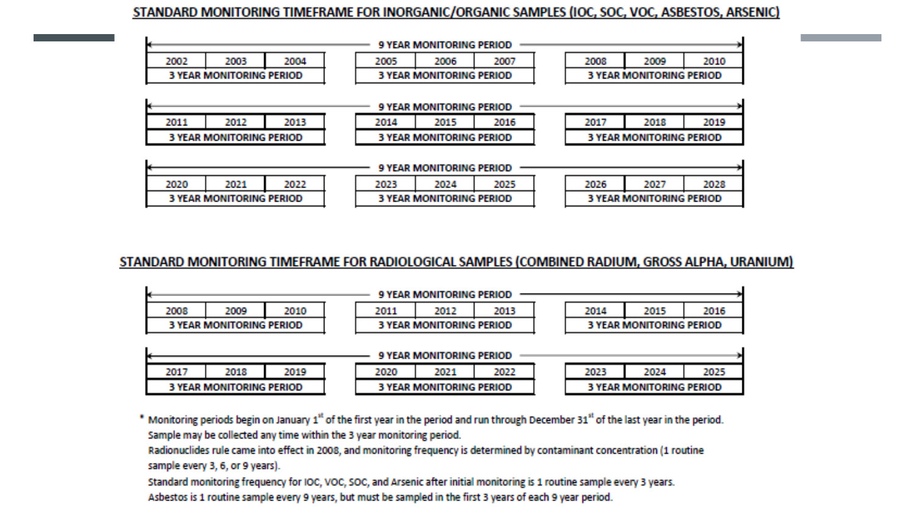## STANDARD MONITORING TIMEFRAME FOR INORGANIC/ORGANIC SAMPLES (IOC, SOC, VOC, ASBESTOS, ARSENIC)

| 9 YEAR MONITORING PERIOD | | | | | | | | |
|---|---|---|---|---|---|---|---|---|
| 2002 | 2003 | 2004 | 2005 | 2006 | 2007 | 2008 | 2009 | 2010 |
| 3 YEAR MONITORING PERIOD | | | 3 YEAR MONITORING PERIOD | | | 3 YEAR MONITORING PERIOD | | |

| 9 YEAR MONITORING PERIOD | | | | | | | | |
|---|---|---|---|---|---|---|---|---|
| 2011 | 2012 | 2013 | 2014 | 2015 | 2016 | 2017 | 2018 | 2019 |
| 3 YEAR MONITORING PERIOD | | | 3 YEAR MONITORING PERIOD | | | 3 YEAR MONITORING PERIOD | | |

| 9 YEAR MONITORING PERIOD | | | | | | | | |
|---|---|---|---|---|---|---|---|---|
| 2020 | 2021 | 2022 | 2023 | 2024 | 2025 | 2026 | 2027 | 2028 |
| 3 YEAR MONITORING PERIOD | | | 3 YEAR MONITORING PERIOD | | | 3 YEAR MONITORING PERIOD | | |

## STANDARD MONITORING TIMEFRAME FOR RADIOLOGICAL SAMPLES (COMBINED RADIUM, GROSS ALPHA, URANIUM)

| 9 YEAR MONITORING PERIOD | | | | | | | | |
|---|---|---|---|---|---|---|---|---|
| 2008 | 2009 | 2010 | 2011 | 2012 | 2013 | 2014 | 2015 | 2016 |
| 3 YEAR MONITORING PERIOD | | | 3 YEAR MONITORING PERIOD | | | 3 YEAR MONITORING PERIOD | | |

| 9 YEAR MONITORING PERIOD | | | | | | | | |
|---|---|---|---|---|---|---|---|---|
| 2017 | 2018 | 2019 | 2020 | 2021 | 2022 | 2023 | 2024 | 2025 |
| 3 YEAR MONITORING PERIOD | | | 3 YEAR MONITORING PERIOD | | | 3 YEAR MONITORING PERIOD | | |

\* Monitoring periods begin on January 1st of the first year in the period and run through December 31st of the last year in the period.
Sample may be collected any time within the 3 year monitoring period.
Radionuclides rule came into effect in 2008, and monitoring frequency is determined by contaminant concentration (1 routine sample every 3, 6, or 9 years).
Standard monitoring frequency for IOC, VOC, SOC, and Arsenic after initial monitoring is 1 routine sample every 3 years.
Asbestos is 1 routine sample every 9 years, but must be sampled in the first 3 years of each 9 year period.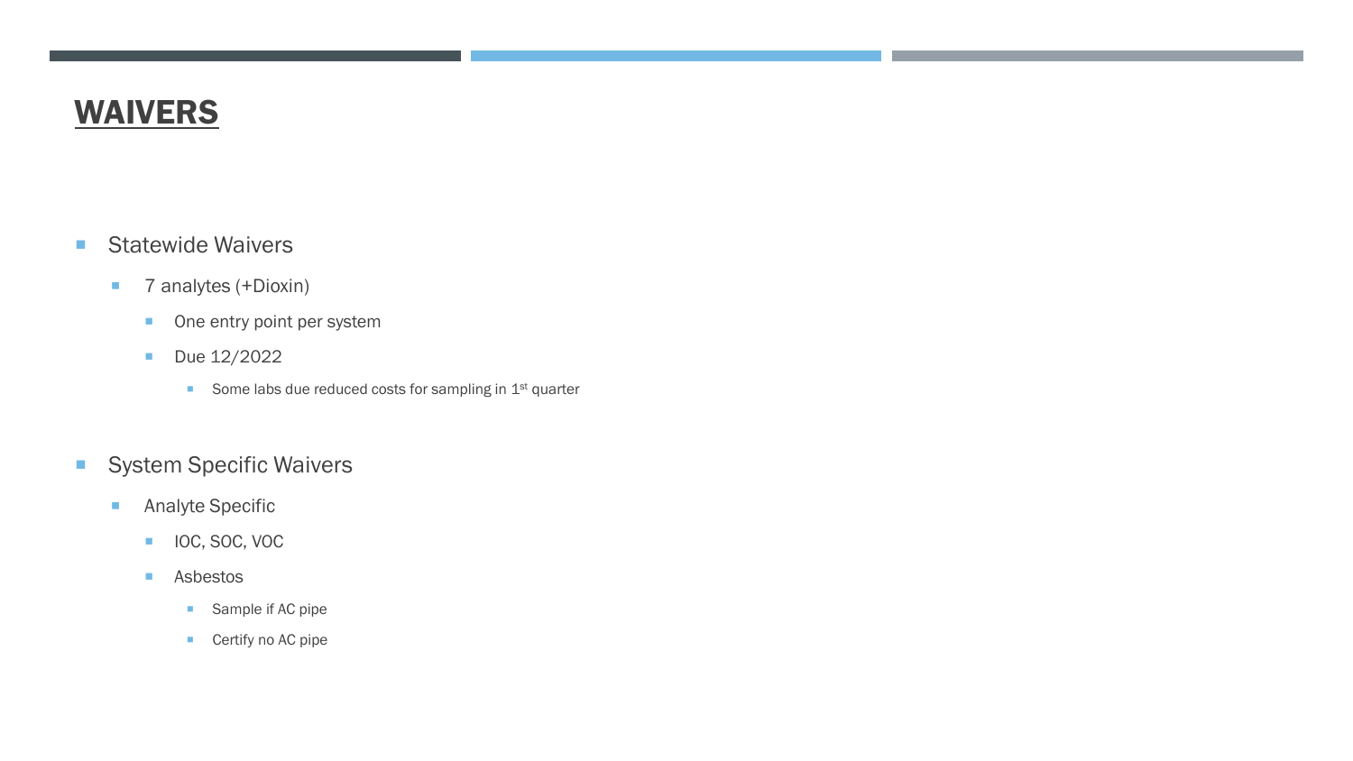# WAIVERS

- Statewide Waivers
  - 7 analytes (+Dioxin)
    - One entry point per system
    - Due 12/2022
      - Some labs due reduced costs for sampling in 1st quarter

- System Specific Waivers
  - Analyte Specific
    - IOC, SOC, VOC
    - Asbestos
      - Sample if AC pipe
      - Certify no AC pipe